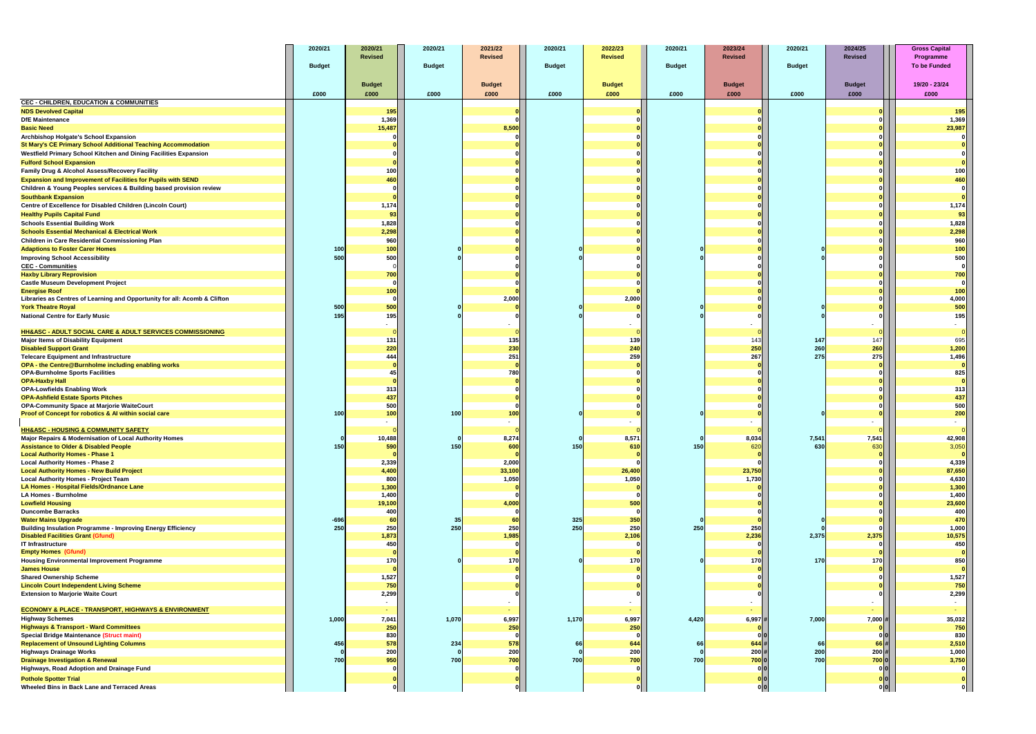| | 2020/21 Budget £000 | 2020/21 Revised Budget £000 | 2020/21 Budget £000 | 2021/22 Revised Budget £000 | 2020/21 Budget £000 | 2022/23 Revised Budget £000 | 2020/21 Budget £000 | 2023/24 Revised Budget £000 | 2020/21 Budget £000 | 2024/25 Revised Budget £000 | Gross Capital Programme To be Funded 19/20 - 23/24 £000 |
|---|---|---|---|---|---|---|---|---|---|---|---|
| **CEC - CHILDREN, EDUCATION & COMMUNITIES** | | | | | | | | | | | |
| NDS Devolved Capital | | 195 | | 0 | | 0 | | 0 | | 0 | 195 |
| DfE Maintenance | | 1,369 | | 0 | | 0 | | 0 | | 0 | 1,369 |
| Basic Need | | 15,487 | | 8,500 | | 0 | | 0 | | 0 | 23,987 |
| Archbishop Holgate's School Expansion | | 0 | | 0 | | 0 | | 0 | | 0 | 0 |
| St Mary's CE Primary School Additional Teaching Accommodation | | 0 | | 0 | | 0 | | 0 | | 0 | 0 |
| Westfield Primary School Kitchen and Dining Facilities Expansion | | 0 | | 0 | | 0 | | 0 | | 0 | 0 |
| Fulford School Expansion | | 0 | | 0 | | 0 | | 0 | | 0 | 0 |
| Family Drug & Alcohol Assess/Recovery Facility | | 100 | | 0 | | 0 | | 0 | | 0 | 100 |
| Expansion and Improvement of Facilities for Pupils with SEND | | 460 | | 0 | | 0 | | 0 | | 0 | 460 |
| Children & Young Peoples services & Building based provision review | | 0 | | 0 | | 0 | | 0 | | 0 | 0 |
| Southbank Expansion | | 0 | | 0 | | 0 | | 0 | | 0 | 0 |
| Centre of Excellence for Disabled Children (Lincoln Court) | | 1,174 | | 0 | | 0 | | 0 | | 0 | 1,174 |
| Healthy Pupils Capital Fund | | 93 | | 0 | | 0 | | 0 | | 0 | 93 |
| Schools Essential Building Work | | 1,828 | | 0 | | 0 | | 0 | | 0 | 1,828 |
| Schools Essential Mechanical & Electrical Work | | 2,298 | | 0 | | 0 | | 0 | | 0 | 2,298 |
| Children in Care Residential Commissioning Plan | | 960 | | 0 | | 0 | | 0 | | 0 | 960 |
| Adaptions to Foster Carer Homes | 100 | 100 | 0 | 0 | 0 | 0 | 0 | 0 | 0 | 0 | 100 |
| Improving School Accessibility | 500 | 500 | 0 | 0 | 0 | 0 | 0 | 0 | 0 | 0 | 500 |
| CEC - Communities | | 0 | | 0 | | 0 | | 0 | | 0 | 0 |
| Haxby Library Reprovision | | 700 | | 0 | | 0 | | 0 | | 0 | 700 |
| Castle Museum Development Project | | 0 | | 0 | | 0 | | 0 | | 0 | 0 |
| Energise Roof | | 100 | | 0 | | 0 | | 0 | | 0 | 100 |
| Libraries as Centres of Learning and Opportunity for all: Acomb & Clifton | | 0 | | 2,000 | | 2,000 | | 0 | | 0 | 4,000 |
| York Theatre Royal | 500 | 500 | 0 | 0 | 0 | 0 | 0 | 0 | 0 | 0 | 500 |
| National Centre for Early Music | 195 | 195 | 0 | 0 | 0 | 0 | 0 | 0 | 0 | 0 | 195 |
| | | - | | - | | - | | - | | - | - |
| **HH&ASC - ADULT SOCIAL CARE & ADULT SERVICES COMMISSIONING** | | 0 | | 0 | | 0 | | 0 | | 0 | 0 |
| Major Items of Disability Equipment | | 131 | | 135 | | 139 | | 143 | 147 | 147 | 695 |
| Disabled Support Grant | | 220 | | 230 | | 240 | | 250 | 260 | 260 | 1,200 |
| Telecare Equipment and Infrastructure | | 444 | | 251 | | 259 | | 267 | 275 | 275 | 1,496 |
| OPA - the Centre@Burnholme including enabling works | | 0 | | 0 | | 0 | | 0 | | 0 | 0 |
| OPA-Burnholme Sports Facilities | | 45 | | 780 | | 0 | | 0 | | 0 | 825 |
| OPA-Haxby Hall | | 0 | | 0 | | 0 | | 0 | | 0 | 0 |
| OPA-Lowfields Enabling Work | | 313 | | 0 | | 0 | | 0 | | 0 | 313 |
| OPA-Ashfield Estate Sports Pitches | | 437 | | 0 | | 0 | | 0 | | 0 | 437 |
| OPA-Community Space at Marjorie WaiteCourt | | 500 | | 0 | | 0 | | 0 | | 0 | 500 |
| Proof of Concept for robotics & AI within social care | 100 | 100 | 100 | 100 | 0 | 0 | 0 | 0 | 0 | 0 | 200 |
| | | - | | - | | - | | - | | - | - |
| **HH&ASC - HOUSING & COMMUNITY SAFETY** | | 0 | | 0 | | 0 | | 0 | | 0 | 0 |
| Major Repairs & Modernisation of Local Authority Homes | 0 | 10,488 | 0 | 8,274 | 0 | 8,571 | 0 | 8,034 | 7,541 | 7,541 | 42,908 |
| Assistance to Older & Disabled People | 150 | 590 | 150 | 600 | 150 | 610 | 150 | 620 | 630 | 630 | 3,050 |
| Local Authority Homes - Phase 1 | | 0 | | 0 | | 0 | | 0 | | 0 | 0 |
| Local Authority Homes - Phase 2 | | 2,339 | | 2,000 | | 0 | | 0 | | 0 | 4,339 |
| Local Authority Homes - New Build Project | | 4,400 | | 33,100 | | 26,400 | | 23,750 | | 0 | 87,650 |
| Local Authority Homes - Project Team | | 800 | | 1,050 | | 1,050 | | 1,730 | | 0 | 4,630 |
| LA Homes - Hospital Fields/Ordnance Lane | | 1,300 | | 0 | | 0 | | 0 | | 0 | 1,300 |
| LA Homes - Burnholme | | 1,400 | | 0 | | 0 | | 0 | | 0 | 1,400 |
| Lowfield Housing | | 19,100 | | 4,000 | | 500 | | 0 | | 0 | 23,600 |
| Duncombe Barracks | | 400 | | 0 | | 0 | | 0 | | 0 | 400 |
| Water Mains Upgrade | -696 | 60 | 35 | 60 | 325 | 350 | 0 | 0 | 0 | 0 | 470 |
| Building Insulation Programme - Improving Energy Efficiency | 250 | 250 | 250 | 250 | 250 | 250 | 250 | 250 | 0 | 0 | 1,000 |
| Disabled Facilities Grant (Gfund) | | 1,873 | | 1,985 | | 2,106 | | 2,236 | 2,375 | 2,375 | 10,575 |
| IT Infrastructure | | 450 | | 0 | | 0 | | 0 | | 0 | 450 |
| Empty Homes (Gfund) | | 0 | | 0 | | 0 | | 0 | | 0 | 0 |
| Housing Environmental Improvement Programme | | 170 | 0 | 170 | 0 | 170 | 0 | 170 | 170 | 170 | 850 |
| James House | | 0 | | 0 | | 0 | | 0 | | 0 | 0 |
| Shared Ownership Scheme | | 1,527 | | 0 | | 0 | | 0 | | 0 | 1,527 |
| Lincoln Court Independent Living Scheme | | 750 | | 0 | | 0 | | 0 | | 0 | 750 |
| Extension to Marjorie Waite Court | | 2,299 | | 0 | | 0 | | 0 | | 0 | 2,299 |
| | | - | | - | | - | | - | | - | - |
| **ECONOMY & PLACE - TRANSPORT, HIGHWAYS & ENVIRONMENT** | | - | | - | | - | | - | | - | - |
| Highway Schemes | 1,000 | 7,041 | 1,070 | 6,997 | 1,170 | 6,997 | 4,420 | 6,997 # | 7,000 | 7,000 # | 35,032 |
| Highways & Transport - Ward Committees | | 250 | | 250 | | 250 | | 0 | | 0 | 750 |
| Special Bridge Maintenance (Struct maint) | | 830 | | 0 | | 0 | | 0 0 | | 0 0 | 830 |
| Replacement of Unsound Lighting Columns | 456 | 578 | 234 | 578 | 66 | 644 | 66 | 644 # | 66 | 66 # | 2,510 |
| Highways Drainage Works | 0 | 200 | 0 | 200 | 0 | 200 | 0 | 200 # | 200 | 200 # | 1,000 |
| Drainage Investigation & Renewal | 700 | 950 | 700 | 700 | 700 | 700 | 700 | 700 0 | 700 | 700 0 | 3,750 |
| Highways, Road Adoption and Drainage Fund | | 0 | | 0 | | 0 | | 0 0 | | 0 0 | 0 |
| Pothole Spotter Trial | | 0 | | 0 | | 0 | | 0 0 | | 0 0 | 0 |
| Wheeled Bins in Back Lane and Terraced Areas | | 0 | | 0 | | 0 | | 0 0 | | 0 0 | 0 |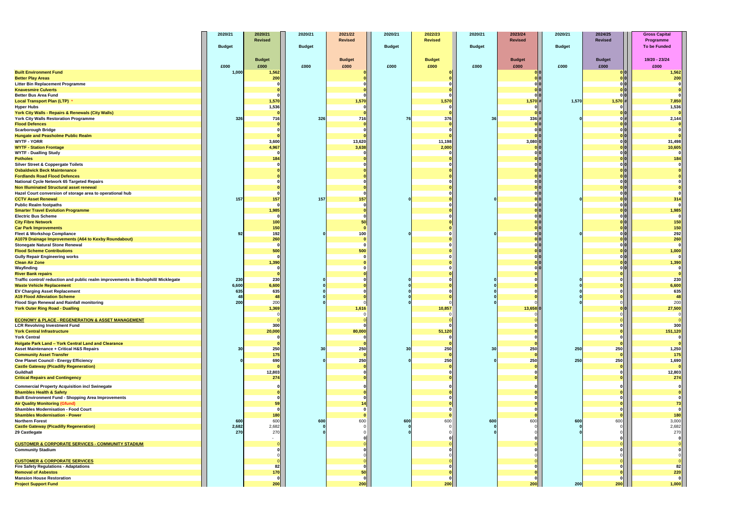| | 2020/21 | 2020/21 Revised | 2020/21 | 2021/22 Revised | 2020/21 | 2022/23 Revised | 2020/21 | 2023/24 Revised | 2020/21 | 2024/25 Revised | Gross Capital Programme To be Funded |
|---|---|---|---|---|---|---|---|---|---|---|---|
| | Budget | Budget | Budget | Budget | Budget | Budget | Budget | Budget | Budget | Budget | 19/20 - 23/24 |
| | £000 | £000 | £000 | £000 | £000 | £000 | £000 | £000 | £000 | £000 | £000 |
| **Built Environment Fund** | 1,000 | 1,562 | | 0 | | 0 | | 0 | | 0 | 1,562 |
| **Better Play Areas** | | 200 | | 0 | | 0 | | 0 | | 0 | 200 |
| **Litter Bin Replacement Programme** | | 0 | | 0 | | 0 | | 0 | | 0 | 0 |
| **Knavesmire Culverts** | | 0 | | 0 | | 0 | | 0 | | 0 | 0 |
| **Better Bus Area Fund** | | 0 | | 0 | | 0 | | 0 | | 0 | 0 |
| **Local Transport Plan (LTP)** * | | 1,570 | | 1,570 | | 1,570 | | 1,570 | 1,570 | 1,570 | 7,850 |
| **Hyper Hubs** | | 1,536 | | 0 | | 0 | | 0 | | 0 | 1,536 |
| **York City Walls - Repairs & Renewals (City Walls)** | | 0 | | 0 | | 0 | | 0 | | 0 | 0 |
| **York City Walls Restoration Programme** | 326 | 716 | 326 | 716 | 76 | 376 | 36 | 336 | 0 | 0 | 2,144 |
| **Flood Defences** | | 0 | | 0 | | 0 | | 0 | | 0 | 0 |
| **Scarborough Bridge** | | 0 | | 0 | | 0 | | 0 | | 0 | 0 |
| **Hungate and Peasholme Public Realm** | | 0 | | 0 | | 0 | | 0 | | 0 | 0 |
| **WYTF - YORR** | | 3,600 | | 13,620 | | 11,198 | | 3,080 | | 0 | 31,498 |
| **WYTF - Station Frontage** | | 4,967 | | 3,638 | | 2,000 | | 0 | | 0 | 10,605 |
| **WYTF - Dualling Study** | | 0 | | 0 | | 0 | | 0 | | 0 | 0 |
| **Potholes** | | 184 | | 0 | | 0 | | 0 | | 0 | 184 |
| **Silver Street & Coppergate Toilets** | | 0 | | 0 | | 0 | | 0 | | 0 | 0 |
| **Osbaldwick Beck Maintenance** | | 0 | | 0 | | 0 | | 0 | | 0 | 0 |
| **Fordlands Road Flood Defences** | | 0 | | 0 | | 0 | | 0 | | 0 | 0 |
| **National Cycle Network 65 Targeted Repairs** | | 0 | | 0 | | 0 | | 0 | | 0 | 0 |
| **Non Illuminated Structural asset renewal** | | 0 | | 0 | | 0 | | 0 | | 0 | 0 |
| **Hazel Court conversion of storage area to operational hub** | | 0 | | 0 | | 0 | | 0 | | 0 | 0 |
| **CCTV Asset Renewal** | 157 | 157 | 157 | 157 | 0 | 0 | 0 | 0 | 0 | 0 | 314 |
| **Public Realm footpaths** | | 0 | | 0 | | 0 | | 0 | | 0 | 0 |
| **Smarter Travel Evolution Programme** | | 1,985 | | 0 | | 0 | | 0 | | 0 | 1,985 |
| **Electric Bus Scheme** | | 0 | | 0 | | 0 | | 0 | | 0 | 0 |
| **City Fibre Network** | | 100 | | 50 | | 0 | | 0 | | 0 | 150 |
| **Car Park Improvements** | | 150 | | 0 | | 0 | | 0 | | 0 | 150 |
| **Fleet & Workshop Compliance** | 92 | 192 | 0 | 100 | 0 | 0 | 0 | 0 | 0 | 0 | 292 |
| **A1079 Drainage Improvements (A64 to Kexby Roundabout)** | | 260 | | 0 | | 0 | | 0 | | 0 | 260 |
| **Stonegate Natural Stone Renewal** | | 0 | | 0 | | 0 | | 0 | | 0 | 0 |
| **Flood Scheme Contributions** | | 500 | | 500 | | 0 | | 0 | | 0 | 1,000 |
| **Gully Repair Engineering works** | | 0 | | 0 | | 0 | | 0 | | 0 | 0 |
| **Clean Air Zone** | | 1,390 | | 0 | | 0 | | 0 | | 0 | 1,390 |
| **Wayfinding** | | 0 | | 0 | | 0 | | 0 | | 0 | 0 |
| **River Bank repairs** | | 0 | | 0 | | 0 | | 0 | | 0 | 0 |
| **Traffic control/ reduction and public realm improvements in Bishophill/ Micklegate** | 230 | 230 | 0 | 0 | 0 | 0 | 0 | 0 | 0 | 0 | 230 |
| **Waste Vehicle Replacement** | 6,600 | 6,600 | 0 | 0 | 0 | 0 | 0 | 0 | 0 | 0 | 6,600 |
| **EV Charging Asset Replacement** | 635 | 635 | 0 | 0 | 0 | 0 | 0 | 0 | 0 | 0 | 635 |
| **A19 Flood Alleviation Scheme** | 48 | 48 | 0 | 0 | 0 | 0 | 0 | 0 | 0 | 0 | 48 |
| **Flood Sign Renewal and Rainfall monitoring** | 200 | 200 | 0 | 0 | 0 | 0 | 0 | 0 | 0 | 0 | 200 |
| **York Outer Ring Road - Dualling** | | 1,369 | | 1,616 | | 10,857 | | 13,658 | | 0 | 27,500 |
| | | 0 | | 0 | | 0 | | 0 | | 0 | 0 |
| **ECONOMY & PLACE - REGENERATION & ASSET MANAGEMENT** | | 0 | | 0 | | 0 | | 0 | | 0 | 0 |
| **LCR Revolving Investment Fund** | | 300 | | 0 | | 0 | | 0 | | 0 | 300 |
| **York Central Infrastructure** | | 20,000 | | 80,000 | | 51,120 | | 0 | | 0 | 151,120 |
| **York Central** | | 0 | | 0 | | 0 | | 0 | | 0 | 0 |
| **Holgate Park Land – York Central Land and Clearance** | | 0 | | 0 | | 0 | | 0 | | 0 | 0 |
| **Asset Maintenance + Critical H&S Repairs** | 30 | 250 | 30 | 250 | 30 | 250 | 30 | 250 | 250 | 250 | 1,250 |
| **Community Asset Transfer** | | 175 | | 0 | | 0 | | 0 | | 0 | 175 |
| **One Planet Council - Energy Efficiency** | 0 | 690 | 0 | 250 | 0 | 250 | 0 | 250 | 250 | 250 | 1,690 |
| **Castle Gateway (Picadilly Regeneration)** | | 0 | | 0 | | 0 | | 0 | | 0 | 0 |
| **Guildhall** | | 12,803 | | 0 | | 0 | | 0 | | 0 | 12,803 |
| **Critical Repairs and Contingency** | | 274 | | 0 | | 0 | | 0 | | 0 | 274 |
| **Commercial Property Acquisition incl Swinegate** | | 0 | | 0 | | 0 | | 0 | | 0 | 0 |
| **Shambles Health & Safety** | | 0 | | 0 | | 0 | | 0 | | 0 | 0 |
| **Built Environment Fund - Shopping Area Improvements** | | 0 | | 0 | | 0 | | 0 | | 0 | 0 |
| **Air Quality Monitoring (Gfund)** | | 59 | | 14 | | 0 | | 0 | | 0 | 73 |
| **Shambles Modernisation - Food Court** | | 0 | | 0 | | 0 | | 0 | | 0 | 0 |
| **Shambles Modernisation - Power** | | 180 | | 0 | | 0 | | 0 | | 0 | 180 |
| **Northern Forest** | 600 | 600 | 600 | 600 | 600 | 600 | 600 | 600 | 600 | 600 | 3,000 |
| **Castle Gateway (Picadilly Regeneration)** | 2,682 | 2,682 | 0 | 0 | 0 | 0 | 0 | 0 | 0 | 0 | 2,682 |
| **29 Castlegate** | 270 | 270 | 0 | 0 | 0 | 0 | 0 | 0 | 0 | 0 | 270 |
| | | - | | 0 | | 0 | | 0 | | 0 | 0 |
| **CUSTOMER & CORPORATE SERVICES - COMMUNITY STADIUM** | | 0 | | 0 | | 0 | | 0 | | 0 | 0 |
| **Community Stadium** | | 0 | | 0 | | 0 | | 0 | | 0 | 0 |
| | | 0 | | 0 | | 0 | | 0 | | 0 | 0 |
| **CUSTOMER & CORPORATE SERVICES** | | 0 | | 0 | | 0 | | 0 | | 0 | 0 |
| **Fire Safety Regulations - Adaptations** | | 82 | | 0 | | 0 | | 0 | | 0 | 82 |
| **Removal of Asbestos** | | 170 | | 50 | | 0 | | 0 | | 0 | 220 |
| **Mansion House Restoration** | | 0 | | 0 | | 0 | | 0 | | 0 | 0 |
| **Project Support Fund** | | 200 | | 200 | | 200 | | 200 | 200 | 200 | 1,000 |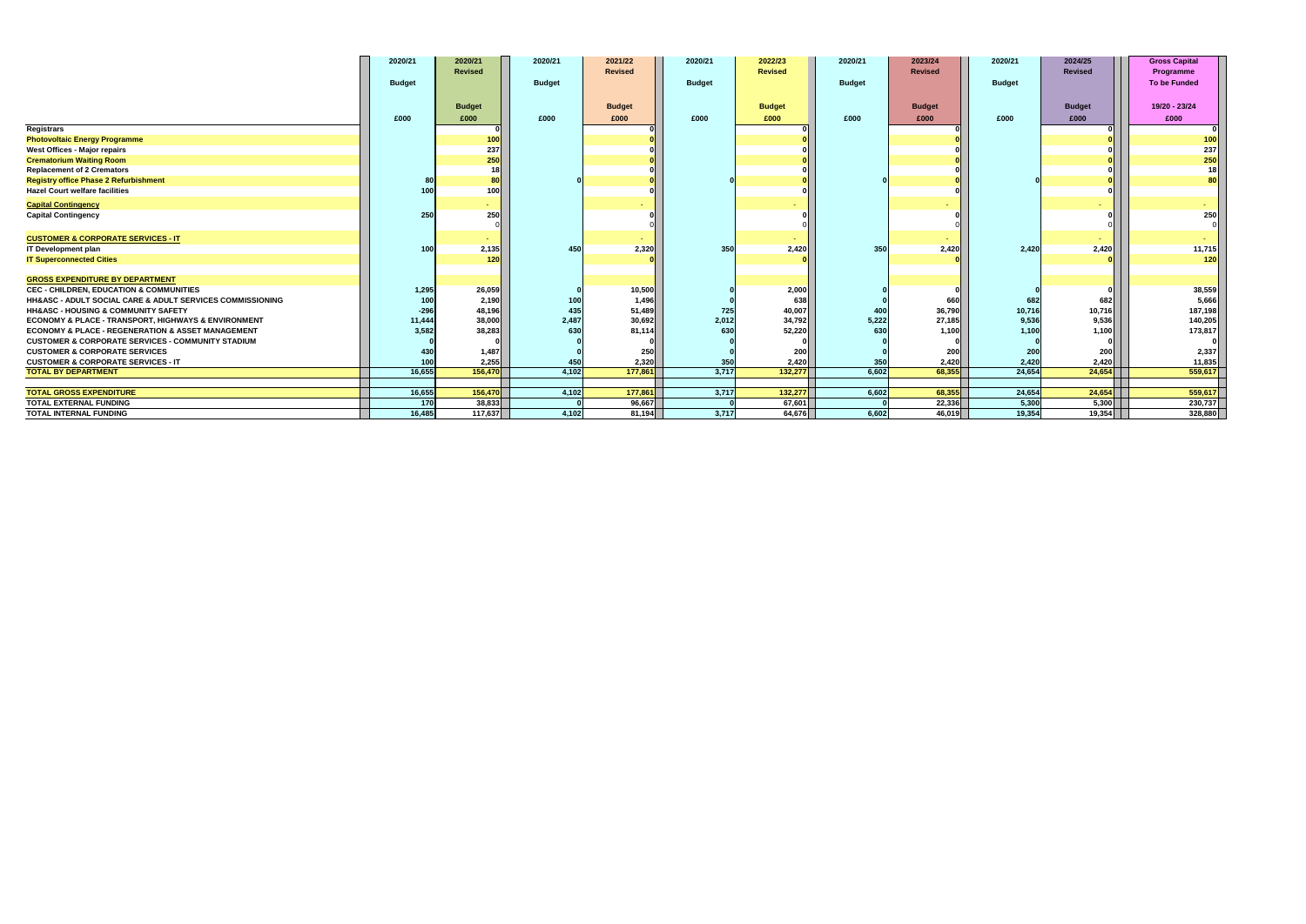| | 2020/21 Budget £000 | 2020/21 Revised Budget £000 | 2020/21 Budget £000 | 2021/22 Revised Budget £000 | 2020/21 Budget £000 | 2022/23 Revised Budget £000 | 2020/21 Budget £000 | 2023/24 Revised Budget £000 | 2020/21 Budget £000 | 2024/25 Revised Budget £000 | Gross Capital Programme To be Funded 19/20 - 23/24 £000 |
|---|---|---|---|---|---|---|---|---|---|---|---|
| **Registrars** | | 0 | | 0 | | 0 | | 0 | | 0 | 0 |
| **Photovoltaic Energy Programme** | | 100 | | 0 | | 0 | | 0 | | 0 | 100 |
| **West Offices - Major repairs** | | 237 | | 0 | | 0 | | 0 | | 0 | 237 |
| **Crematorium Waiting Room** | | 250 | | 0 | | 0 | | 0 | | 0 | 250 |
| **Replacement of 2 Cremators** | | 18 | | 0 | | 0 | | 0 | | 0 | 18 |
| **Registry office Phase 2 Refurbishment** | 80 | 80 | 0 | 0 | 0 | 0 | 0 | 0 | 0 | 0 | 80 |
| **Hazel Court welfare facilities** | 100 | 100 | | 0 | | 0 | | 0 | | 0 | |
| **Capital Contingency** | | - | | - | | - | | - | | - | - |
| **Capital Contingency** | 250 | 250 | | 0 | | 0 | | 0 | | 0 | 250 |
| | | 0 | | 0 | | 0 | | 0 | | 0 | 0 |
| **CUSTOMER & CORPORATE SERVICES - IT** | | - | | - | | - | | - | | - | - |
| **IT Development plan** | 100 | 2,135 | 450 | 2,320 | 350 | 2,420 | 350 | 2,420 | 2,420 | 2,420 | 11,715 |
| **IT Superconnected Cities** | | 120 | | 0 | | 0 | | 0 | | 0 | 120 |
| | | | | | | | | | | | |
| **GROSS EXPENDITURE BY DEPARTMENT** | | | | | | | | | | | |
| **CEC - CHILDREN, EDUCATION & COMMUNITIES** | 1,295 | 26,059 | 0 | 10,500 | 0 | 2,000 | 0 | 0 | 0 | 0 | 38,559 |
| **HH&ASC - ADULT SOCIAL CARE & ADULT SERVICES COMMISSIONING** | 100 | 2,190 | 100 | 1,496 | 0 | 638 | 0 | 660 | 682 | 682 | 5,666 |
| **HH&ASC - HOUSING & COMMUNITY SAFETY** | -296 | 48,196 | 435 | 51,489 | 725 | 40,007 | 400 | 36,790 | 10,716 | 10,716 | 187,198 |
| **ECONOMY & PLACE - TRANSPORT, HIGHWAYS & ENVIRONMENT** | 11,444 | 38,000 | 2,487 | 30,692 | 2,012 | 34,792 | 5,222 | 27,185 | 9,536 | 9,536 | 140,205 |
| **ECONOMY & PLACE - REGENERATION & ASSET MANAGEMENT** | 3,582 | 38,283 | 630 | 81,114 | 630 | 52,220 | 630 | 1,100 | 1,100 | 1,100 | 173,817 |
| **CUSTOMER & CORPORATE SERVICES - COMMUNITY STADIUM** | 0 | 0 | 0 | 0 | 0 | 0 | 0 | 0 | 0 | 0 | 0 |
| **CUSTOMER & CORPORATE SERVICES** | 430 | 1,487 | 0 | 250 | 0 | 200 | 0 | 200 | 200 | 200 | 2,337 |
| **CUSTOMER & CORPORATE SERVICES - IT** | 100 | 2,255 | 450 | 2,320 | 350 | 2,420 | 350 | 2,420 | 2,420 | 2,420 | 11,835 |
| **TOTAL BY DEPARTMENT** | 16,655 | 156,470 | 4,102 | 177,861 | 3,717 | 132,277 | 6,602 | 68,355 | 24,654 | 24,654 | 559,617 |
| | | | | | | | | | | | |
| **TOTAL GROSS EXPENDITURE** | 16,655 | 156,470 | 4,102 | 177,861 | 3,717 | 132,277 | 6,602 | 68,355 | 24,654 | 24,654 | 559,617 |
| **TOTAL EXTERNAL FUNDING** | 170 | 38,833 | 0 | 96,667 | 0 | 67,601 | 0 | 22,336 | 5,300 | 5,300 | 230,737 |
| **TOTAL INTERNAL FUNDING** | 16,485 | 117,637 | 4,102 | 81,194 | 3,717 | 64,676 | 6,602 | 46,019 | 19,354 | 19,354 | 328,880 |